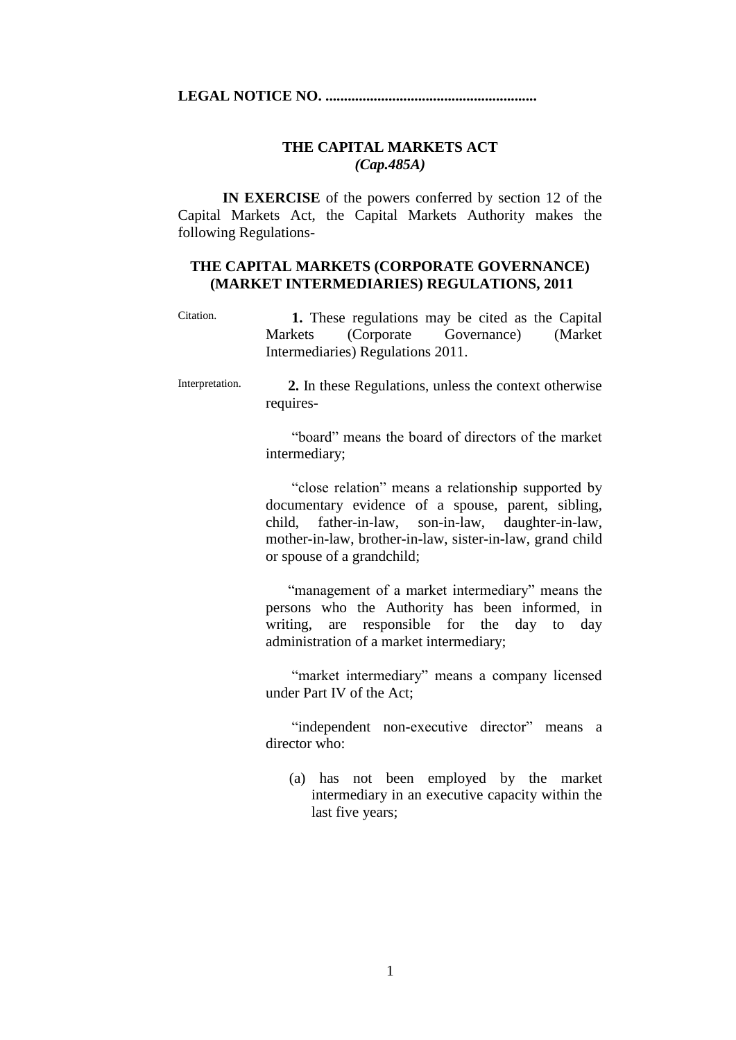**LEGAL NOTICE NO. ........................................................**

## THE CAPITAL MARKETS ACT
### *(Cap.485A)*

**IN EXERCISE** of the powers conferred by section 12 of the Capital Markets Act, the Capital Markets Authority makes the following Regulations-

## THE CAPITAL MARKETS (CORPORATE GOVERNANCE) (MARKET INTERMEDIARIES) REGULATIONS, 2011

Citation.

**1.** These regulations may be cited as the Capital Markets (Corporate Governance) (Market Intermediaries) Regulations 2011.

Interpretation.

**2.** In these Regulations, unless the context otherwise requires-

"board" means the board of directors of the market intermediary;

"close relation" means a relationship supported by documentary evidence of a spouse, parent, sibling, child, father-in-law, son-in-law, daughter-in-law, mother-in-law, brother-in-law, sister-in-law, grand child or spouse of a grandchild;

"management of a market intermediary" means the persons who the Authority has been informed, in writing, are responsible for the day to day administration of a market intermediary;

"market intermediary" means a company licensed under Part IV of the Act;

"independent non-executive director" means a director who:

(a) has not been employed by the market intermediary in an executive capacity within the last five years;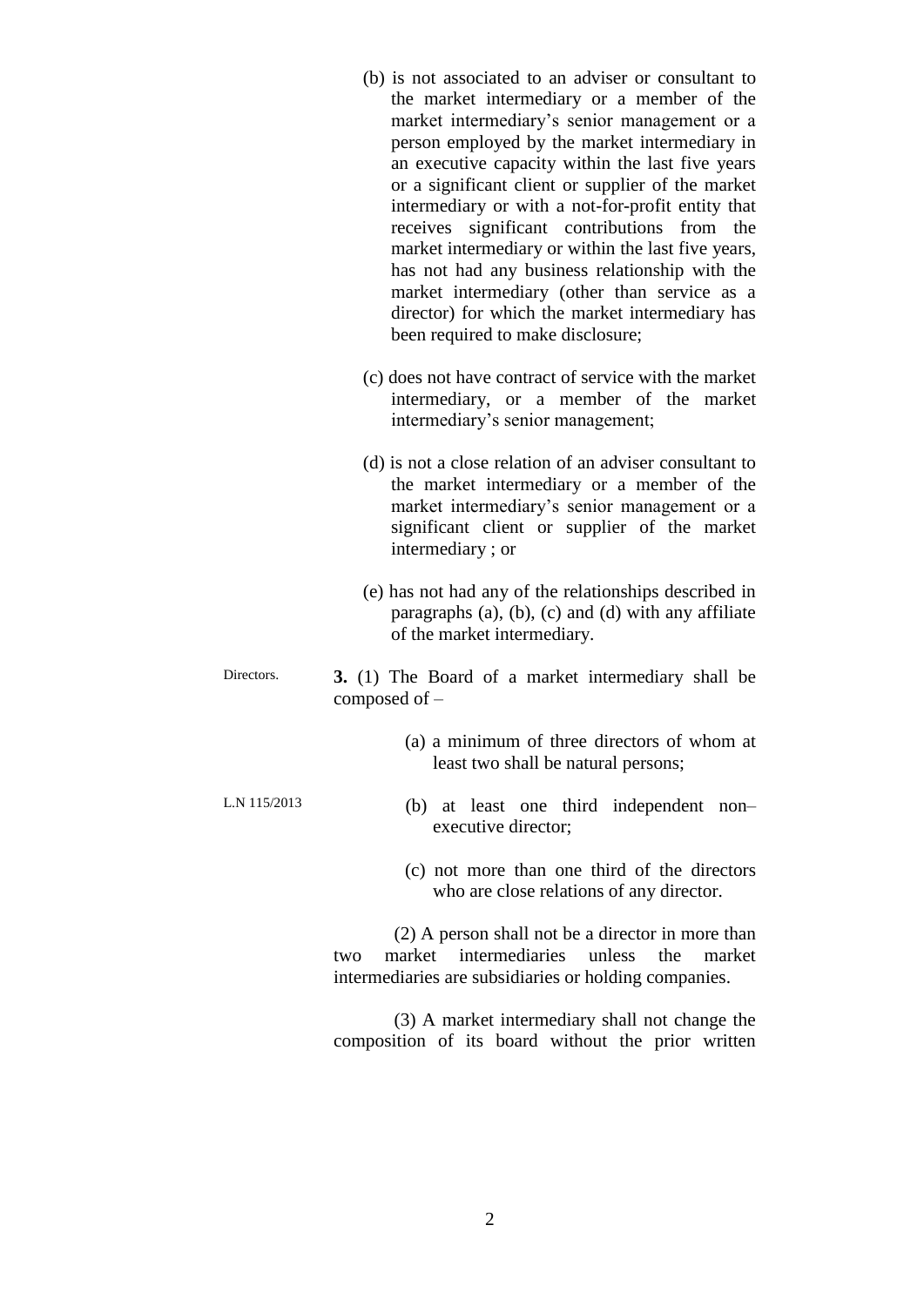(b) is not associated to an adviser or consultant to the market intermediary or a member of the market intermediary's senior management or a person employed by the market intermediary in an executive capacity within the last five years or a significant client or supplier of the market intermediary or with a not-for-profit entity that receives significant contributions from the market intermediary or within the last five years, has not had any business relationship with the market intermediary (other than service as a director) for which the market intermediary has been required to make disclosure;

(c) does not have contract of service with the market intermediary, or a member of the market intermediary's senior management;

(d) is not a close relation of an adviser consultant to the market intermediary or a member of the market intermediary's senior management or a significant client or supplier of the market intermediary ; or

(e) has not had any of the relationships described in paragraphs (a), (b), (c) and (d) with any affiliate of the market intermediary.

Directors.

**3.** (1) The Board of a market intermediary shall be composed of –

(a) a minimum of three directors of whom at least two shall be natural persons;

L.N 115/2013

(b) at least one third independent non–executive director;

(c) not more than one third of the directors who are close relations of any director.

(2) A person shall not be a director in more than two market intermediaries unless the market intermediaries are subsidiaries or holding companies.

(3) A market intermediary shall not change the composition of its board without the prior written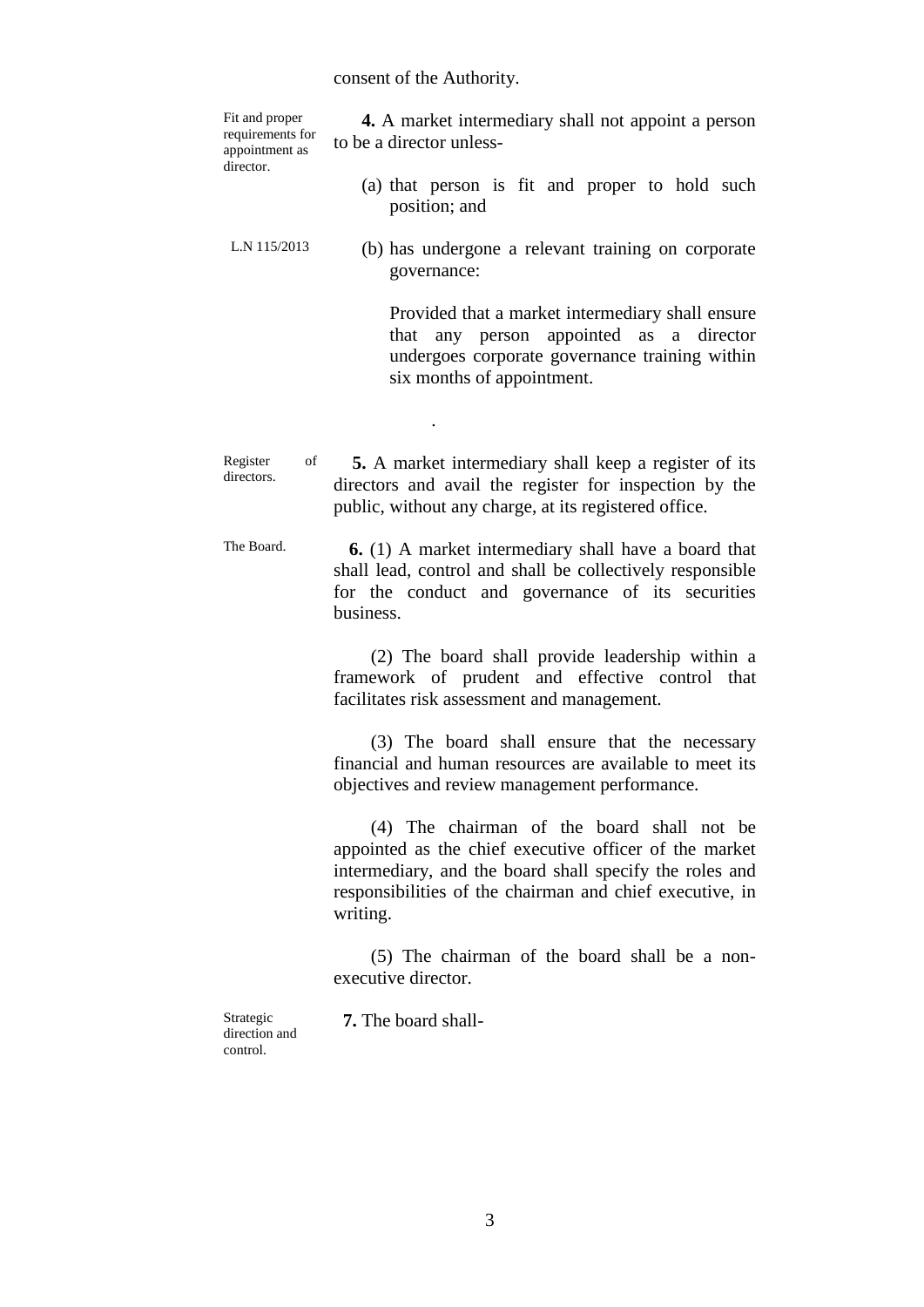consent of the Authority.

Fit and proper requirements for appointment as director.

**4.** A market intermediary shall not appoint a person to be a director unless-

(a) that person is fit and proper to hold such position; and

L.N 115/2013

(b) has undergone a relevant training on corporate governance:

Provided that a market intermediary shall ensure that any person appointed as a director undergoes corporate governance training within six months of appointment.

.

Register of directors.

**5.** A market intermediary shall keep a register of its directors and avail the register for inspection by the public, without any charge, at its registered office.

The Board.

**6.** (1) A market intermediary shall have a board that shall lead, control and shall be collectively responsible for the conduct and governance of its securities business.

(2) The board shall provide leadership within a framework of prudent and effective control that facilitates risk assessment and management.

(3) The board shall ensure that the necessary financial and human resources are available to meet its objectives and review management performance.

(4) The chairman of the board shall not be appointed as the chief executive officer of the market intermediary, and the board shall specify the roles and responsibilities of the chairman and chief executive, in writing.

(5) The chairman of the board shall be a non-executive director.

Strategic direction and control.

**7.** The board shall-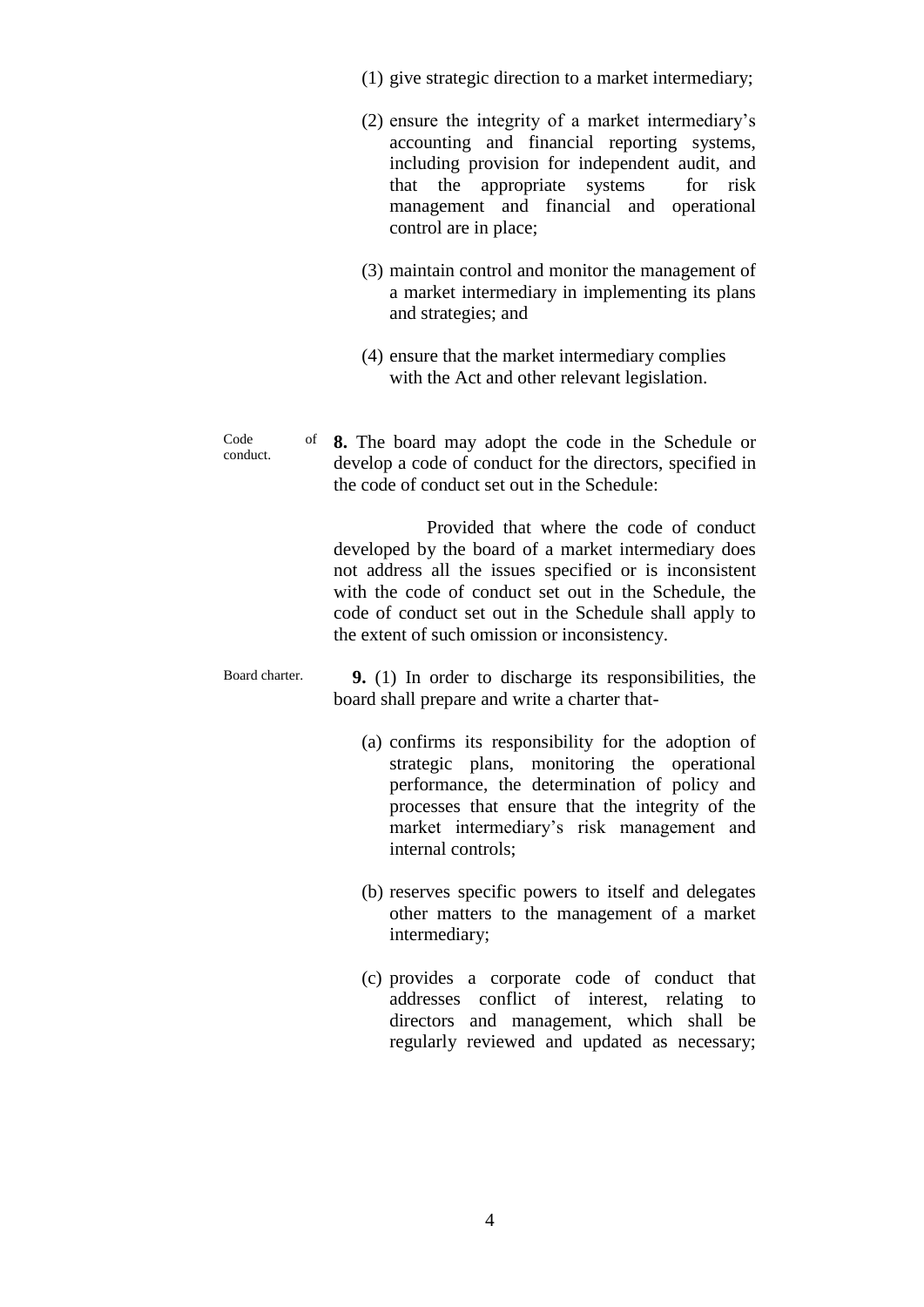(1) give strategic direction to a market intermediary;

(2) ensure the integrity of a market intermediary's accounting and financial reporting systems, including provision for independent audit, and that the appropriate systems for risk management and financial and operational control are in place;

(3) maintain control and monitor the management of a market intermediary in implementing its plans and strategies; and

(4) ensure that the market intermediary complies with the Act and other relevant legislation.

Code of conduct.

**8.** The board may adopt the code in the Schedule or develop a code of conduct for the directors, specified in the code of conduct set out in the Schedule:

Provided that where the code of conduct developed by the board of a market intermediary does not address all the issues specified or is inconsistent with the code of conduct set out in the Schedule, the code of conduct set out in the Schedule shall apply to the extent of such omission or inconsistency.

Board charter.

**9.** (1) In order to discharge its responsibilities, the board shall prepare and write a charter that-

(a) confirms its responsibility for the adoption of strategic plans, monitoring the operational performance, the determination of policy and processes that ensure that the integrity of the market intermediary's risk management and internal controls;

(b) reserves specific powers to itself and delegates other matters to the management of a market intermediary;

(c) provides a corporate code of conduct that addresses conflict of interest, relating to directors and management, which shall be regularly reviewed and updated as necessary;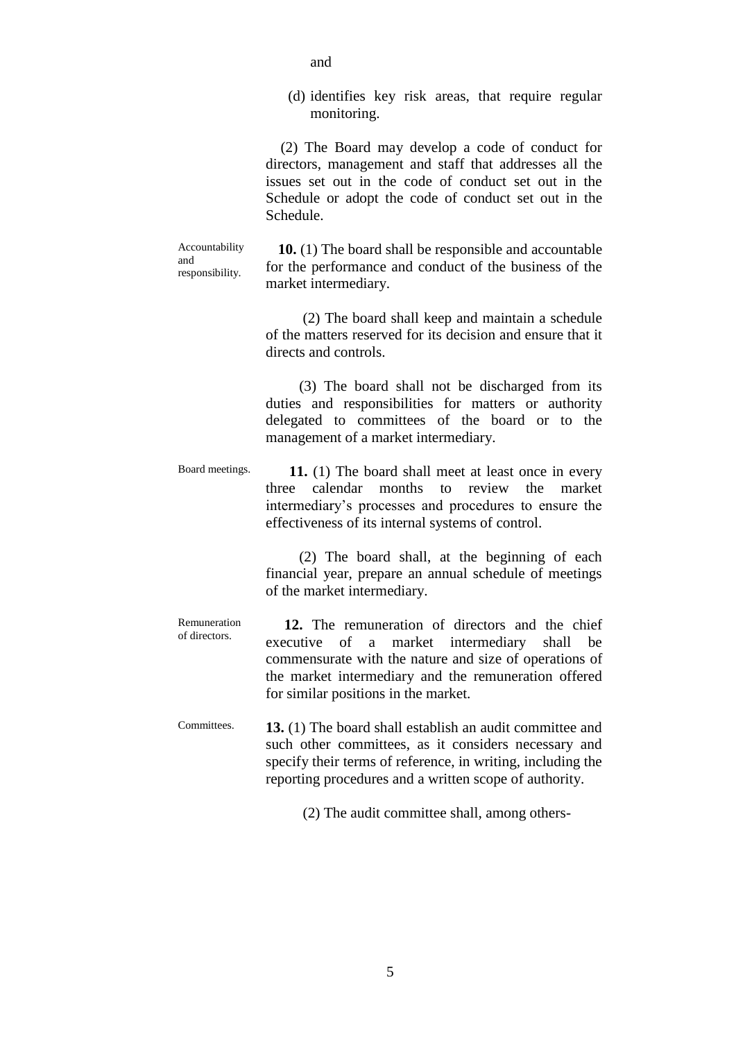and

(d) identifies key risk areas, that require regular monitoring.

(2) The Board may develop a code of conduct for directors, management and staff that addresses all the issues set out in the code of conduct set out in the Schedule or adopt the code of conduct set out in the Schedule.

Accountability and responsibility.

**10.** (1) The board shall be responsible and accountable for the performance and conduct of the business of the market intermediary.

(2) The board shall keep and maintain a schedule of the matters reserved for its decision and ensure that it directs and controls.

(3) The board shall not be discharged from its duties and responsibilities for matters or authority delegated to committees of the board or to the management of a market intermediary.

Board meetings.

**11.** (1) The board shall meet at least once in every three calendar months to review the market intermediary's processes and procedures to ensure the effectiveness of its internal systems of control.

(2) The board shall, at the beginning of each financial year, prepare an annual schedule of meetings of the market intermediary.

Remuneration of directors.

**12.** The remuneration of directors and the chief executive of a market intermediary shall be commensurate with the nature and size of operations of the market intermediary and the remuneration offered for similar positions in the market.

Committees.

**13.** (1) The board shall establish an audit committee and such other committees, as it considers necessary and specify their terms of reference, in writing, including the reporting procedures and a written scope of authority.

(2) The audit committee shall, among others-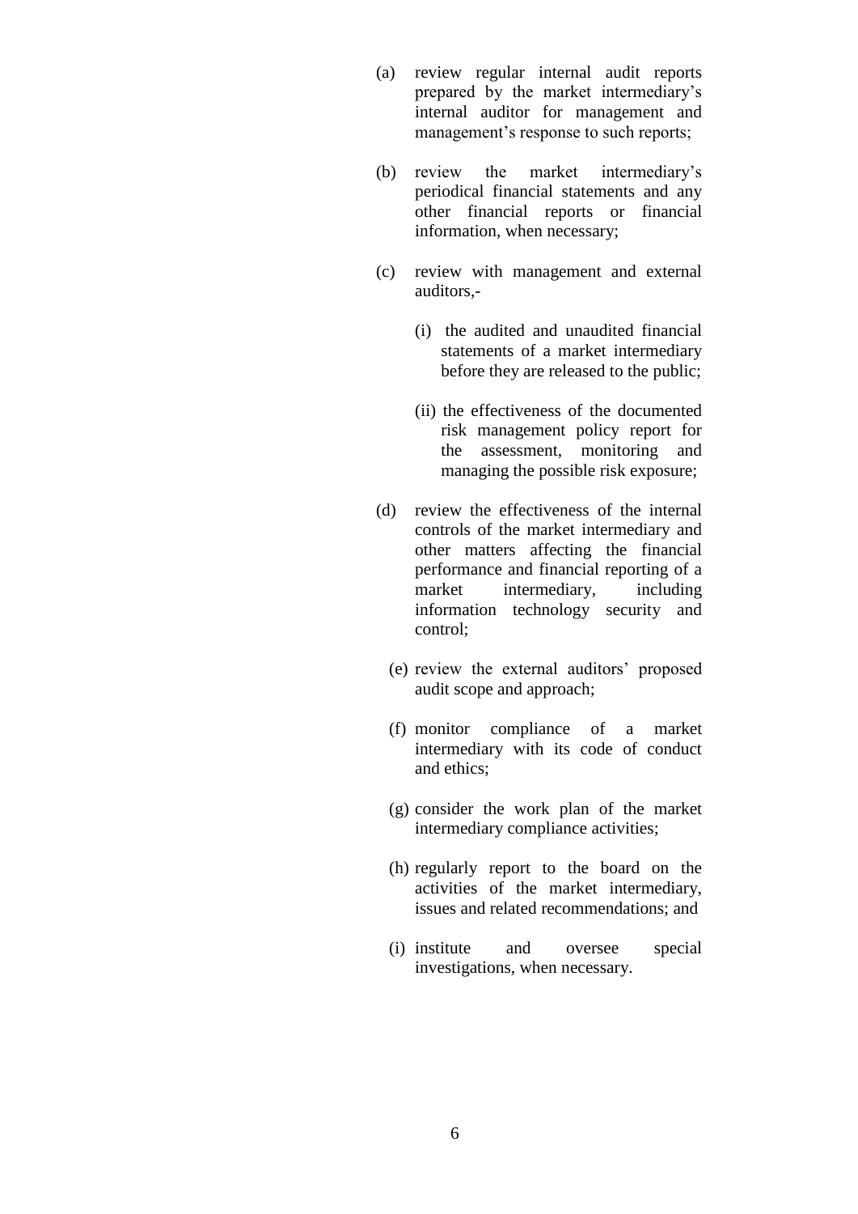(a) review regular internal audit reports prepared by the market intermediary's internal auditor for management and management's response to such reports;

(b) review the market intermediary's periodical financial statements and any other financial reports or financial information, when necessary;

(c) review with management and external auditors,-

  (i) the audited and unaudited financial statements of a market intermediary before they are released to the public;

  (ii) the effectiveness of the documented risk management policy report for the assessment, monitoring and managing the possible risk exposure;

(d) review the effectiveness of the internal controls of the market intermediary and other matters affecting the financial performance and financial reporting of a market intermediary, including information technology security and control;

(e) review the external auditors' proposed audit scope and approach;

(f) monitor compliance of a market intermediary with its code of conduct and ethics;

(g) consider the work plan of the market intermediary compliance activities;

(h) regularly report to the board on the activities of the market intermediary, issues and related recommendations; and

(i) institute and oversee special investigations, when necessary.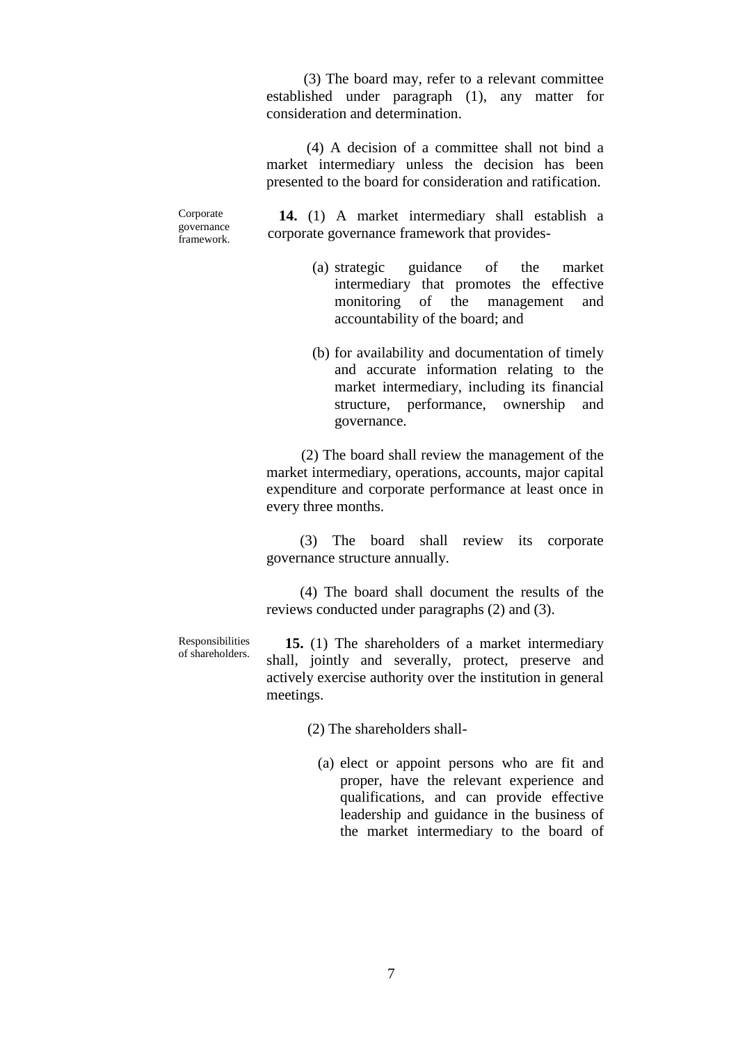(3) The board may, refer to a relevant committee established under paragraph (1), any matter for consideration and determination.

(4) A decision of a committee shall not bind a market intermediary unless the decision has been presented to the board for consideration and ratification.

Corporate governance framework.

**14.** (1) A market intermediary shall establish a corporate governance framework that provides-

(a) strategic guidance of the market intermediary that promotes the effective monitoring of the management and accountability of the board; and

(b) for availability and documentation of timely and accurate information relating to the market intermediary, including its financial structure, performance, ownership and governance.

(2) The board shall review the management of the market intermediary, operations, accounts, major capital expenditure and corporate performance at least once in every three months.

(3) The board shall review its corporate governance structure annually.

(4) The board shall document the results of the reviews conducted under paragraphs (2) and (3).

Responsibilities of shareholders.

**15.** (1) The shareholders of a market intermediary shall, jointly and severally, protect, preserve and actively exercise authority over the institution in general meetings.

(2) The shareholders shall-

(a) elect or appoint persons who are fit and proper, have the relevant experience and qualifications, and can provide effective leadership and guidance in the business of the market intermediary to the board of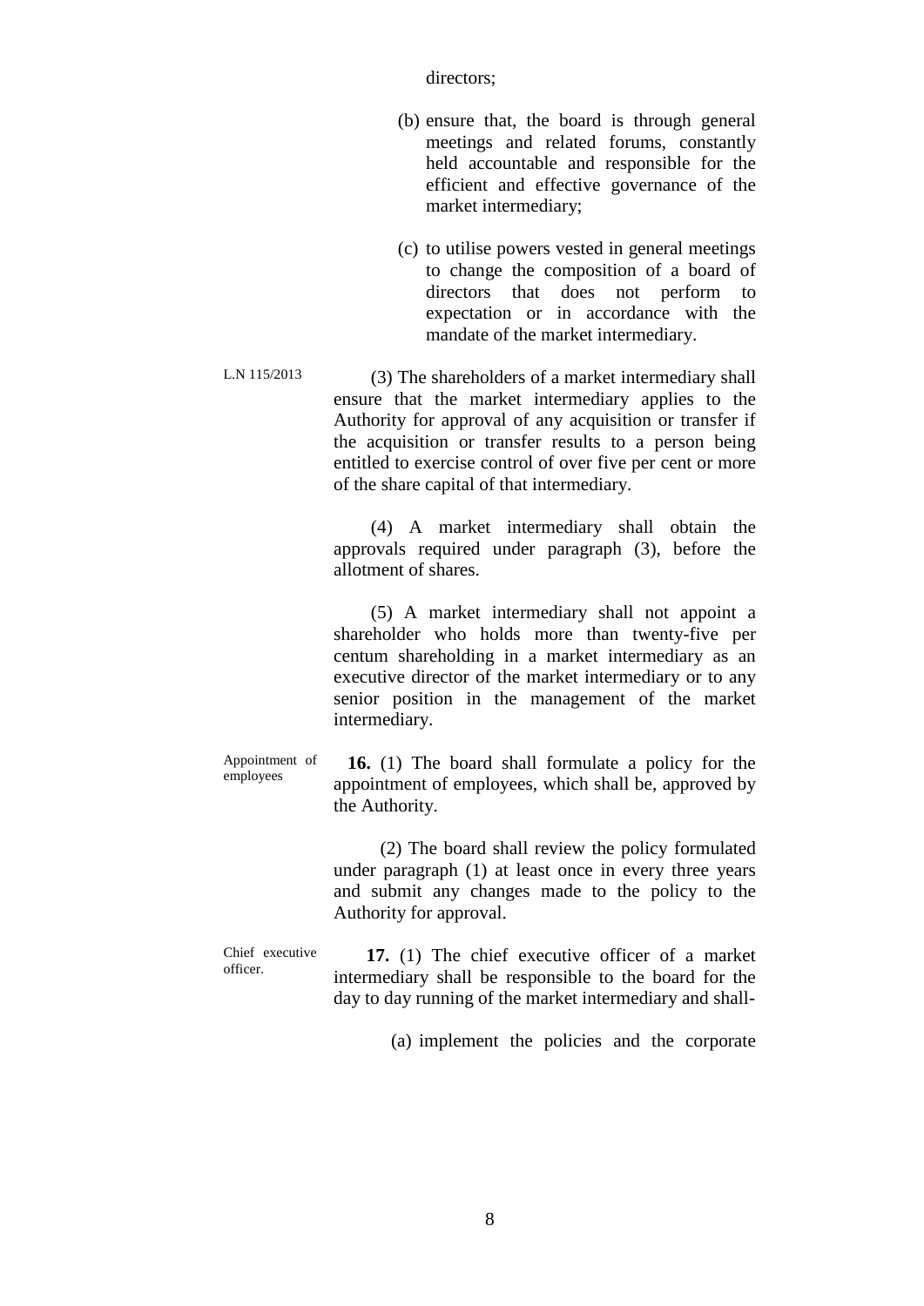directors;

(b) ensure that, the board is through general meetings and related forums, constantly held accountable and responsible for the efficient and effective governance of the market intermediary;

(c) to utilise powers vested in general meetings to change the composition of a board of directors that does not perform to expectation or in accordance with the mandate of the market intermediary.

L.N 115/2013

(3) The shareholders of a market intermediary shall ensure that the market intermediary applies to the Authority for approval of any acquisition or transfer if the acquisition or transfer results to a person being entitled to exercise control of over five per cent or more of the share capital of that intermediary.

(4) A market intermediary shall obtain the approvals required under paragraph (3), before the allotment of shares.

(5) A market intermediary shall not appoint a shareholder who holds more than twenty-five per centum shareholding in a market intermediary as an executive director of the market intermediary or to any senior position in the management of the market intermediary.

Appointment of employees

**16.** (1) The board shall formulate a policy for the appointment of employees, which shall be, approved by the Authority.

(2) The board shall review the policy formulated under paragraph (1) at least once in every three years and submit any changes made to the policy to the Authority for approval.

Chief executive officer.

**17.** (1) The chief executive officer of a market intermediary shall be responsible to the board for the day to day running of the market intermediary and shall-

(a) implement the policies and the corporate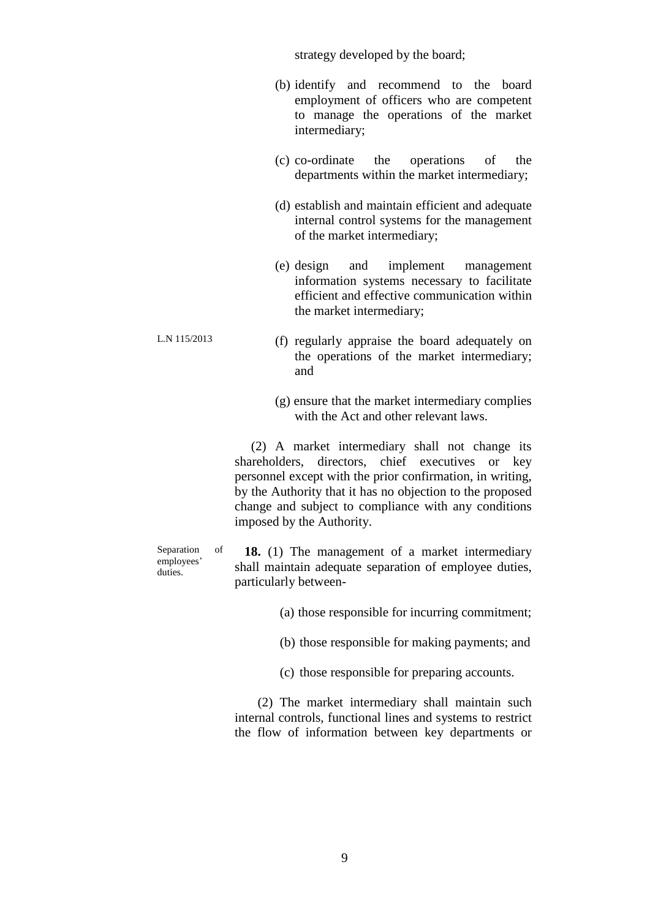strategy developed by the board;

(b) identify and recommend to the board employment of officers who are competent to manage the operations of the market intermediary;

(c) co-ordinate the operations of the departments within the market intermediary;

(d) establish and maintain efficient and adequate internal control systems for the management of the market intermediary;

(e) design and implement management information systems necessary to facilitate efficient and effective communication within the market intermediary;

L.N 115/2013

(f) regularly appraise the board adequately on the operations of the market intermediary; and

(g) ensure that the market intermediary complies with the Act and other relevant laws.

(2) A market intermediary shall not change its shareholders, directors, chief executives or key personnel except with the prior confirmation, in writing, by the Authority that it has no objection to the proposed change and subject to compliance with any conditions imposed by the Authority.

Separation of employees' duties.

**18.** (1) The management of a market intermediary shall maintain adequate separation of employee duties, particularly between-

(a) those responsible for incurring commitment;

(b) those responsible for making payments; and

(c) those responsible for preparing accounts.

(2) The market intermediary shall maintain such internal controls, functional lines and systems to restrict the flow of information between key departments or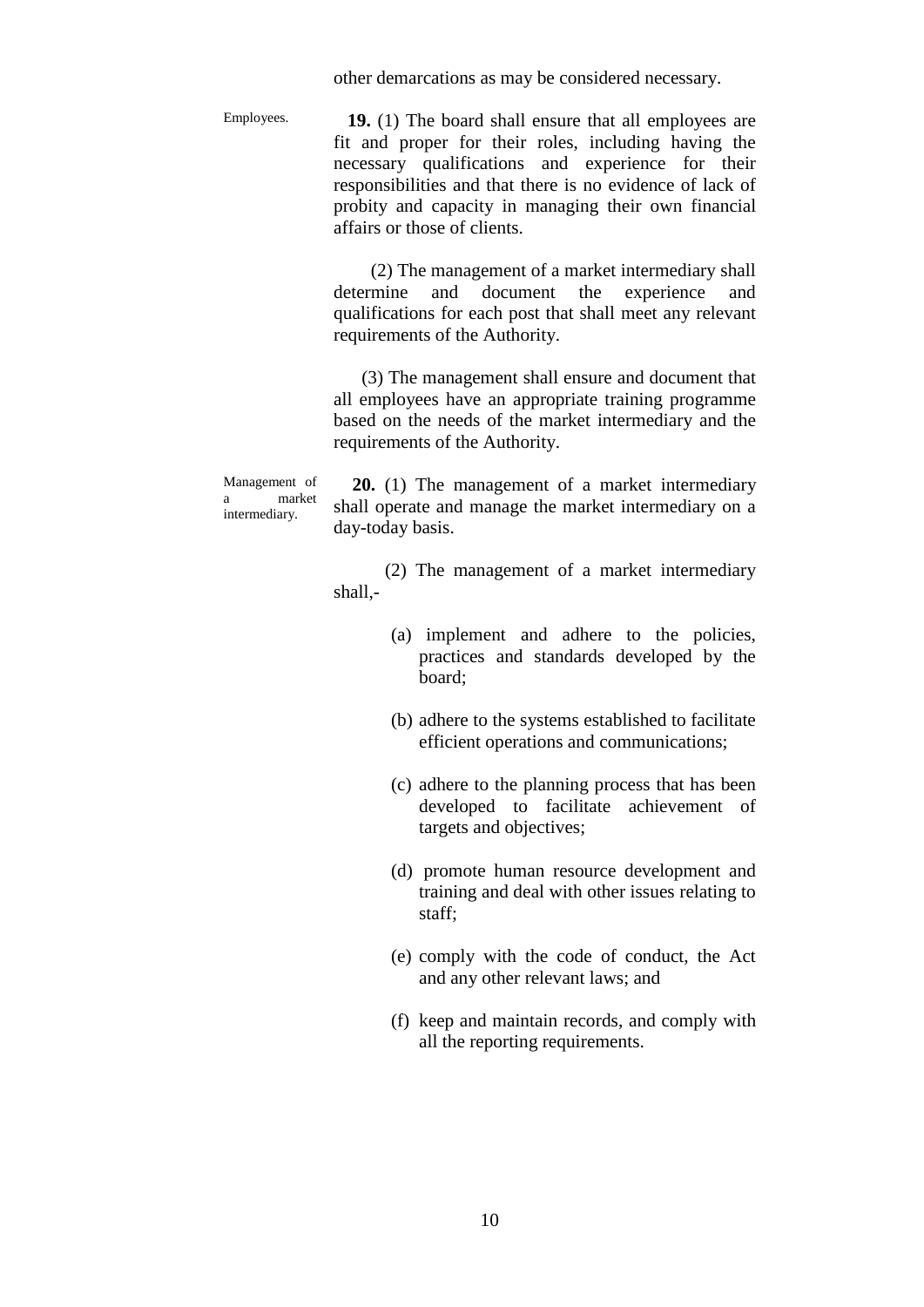other demarcations as may be considered necessary.

Employees.

**19.** (1) The board shall ensure that all employees are fit and proper for their roles, including having the necessary qualifications and experience for their responsibilities and that there is no evidence of lack of probity and capacity in managing their own financial affairs or those of clients.

(2) The management of a market intermediary shall determine and document the experience and qualifications for each post that shall meet any relevant requirements of the Authority.

(3) The management shall ensure and document that all employees have an appropriate training programme based on the needs of the market intermediary and the requirements of the Authority.

Management of a market intermediary.

**20.** (1) The management of a market intermediary shall operate and manage the market intermediary on a day-today basis.

(2) The management of a market intermediary shall,-

(a) implement and adhere to the policies, practices and standards developed by the board;

(b) adhere to the systems established to facilitate efficient operations and communications;

(c) adhere to the planning process that has been developed to facilitate achievement of targets and objectives;

(d) promote human resource development and training and deal with other issues relating to staff;

(e) comply with the code of conduct, the Act and any other relevant laws; and

(f) keep and maintain records, and comply with all the reporting requirements.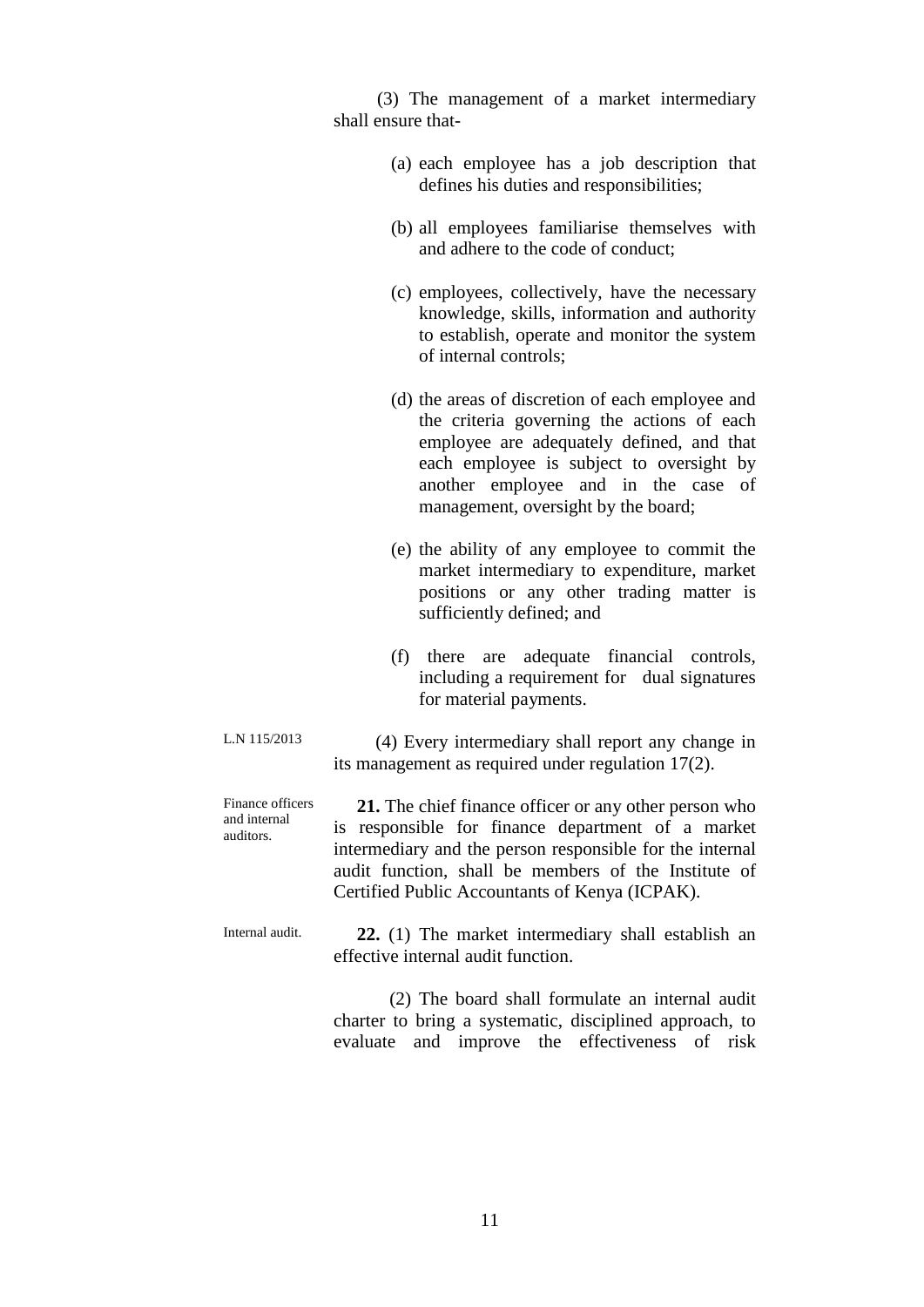(3) The management of a market intermediary shall ensure that-

(a) each employee has a job description that defines his duties and responsibilities;

(b) all employees familiarise themselves with and adhere to the code of conduct;

(c) employees, collectively, have the necessary knowledge, skills, information and authority to establish, operate and monitor the system of internal controls;

(d) the areas of discretion of each employee and the criteria governing the actions of each employee are adequately defined, and that each employee is subject to oversight by another employee and in the case of management, oversight by the board;

(e) the ability of any employee to commit the market intermediary to expenditure, market positions or any other trading matter is sufficiently defined; and

(f) there are adequate financial controls, including a requirement for dual signatures for material payments.

L.N 115/2013

(4) Every intermediary shall report any change in its management as required under regulation 17(2).

Finance officers and internal auditors.

**21.** The chief finance officer or any other person who is responsible for finance department of a market intermediary and the person responsible for the internal audit function, shall be members of the Institute of Certified Public Accountants of Kenya (ICPAK).

Internal audit.

**22.** (1) The market intermediary shall establish an effective internal audit function.

(2) The board shall formulate an internal audit charter to bring a systematic, disciplined approach, to evaluate and improve the effectiveness of risk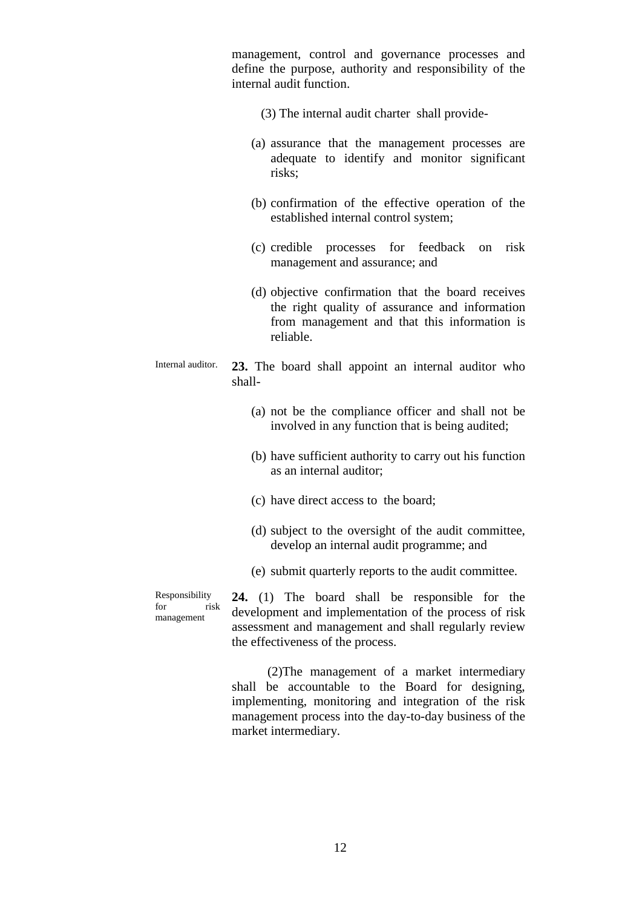management, control and governance processes and define the purpose, authority and responsibility of the internal audit function.

(3) The internal audit charter shall provide-

(a) assurance that the management processes are adequate to identify and monitor significant risks;

(b) confirmation of the effective operation of the established internal control system;

(c) credible processes for feedback on risk management and assurance; and

(d) objective confirmation that the board receives the right quality of assurance and information from management and that this information is reliable.

Internal auditor.

**23.** The board shall appoint an internal auditor who shall-

(a) not be the compliance officer and shall not be involved in any function that is being audited;

(b) have sufficient authority to carry out his function as an internal auditor;

(c) have direct access to the board;

(d) subject to the oversight of the audit committee, develop an internal audit programme; and

(e) submit quarterly reports to the audit committee.

Responsibility for risk management

**24.** (1) The board shall be responsible for the development and implementation of the process of risk assessment and management and shall regularly review the effectiveness of the process.

(2)The management of a market intermediary shall be accountable to the Board for designing, implementing, monitoring and integration of the risk management process into the day-to-day business of the market intermediary.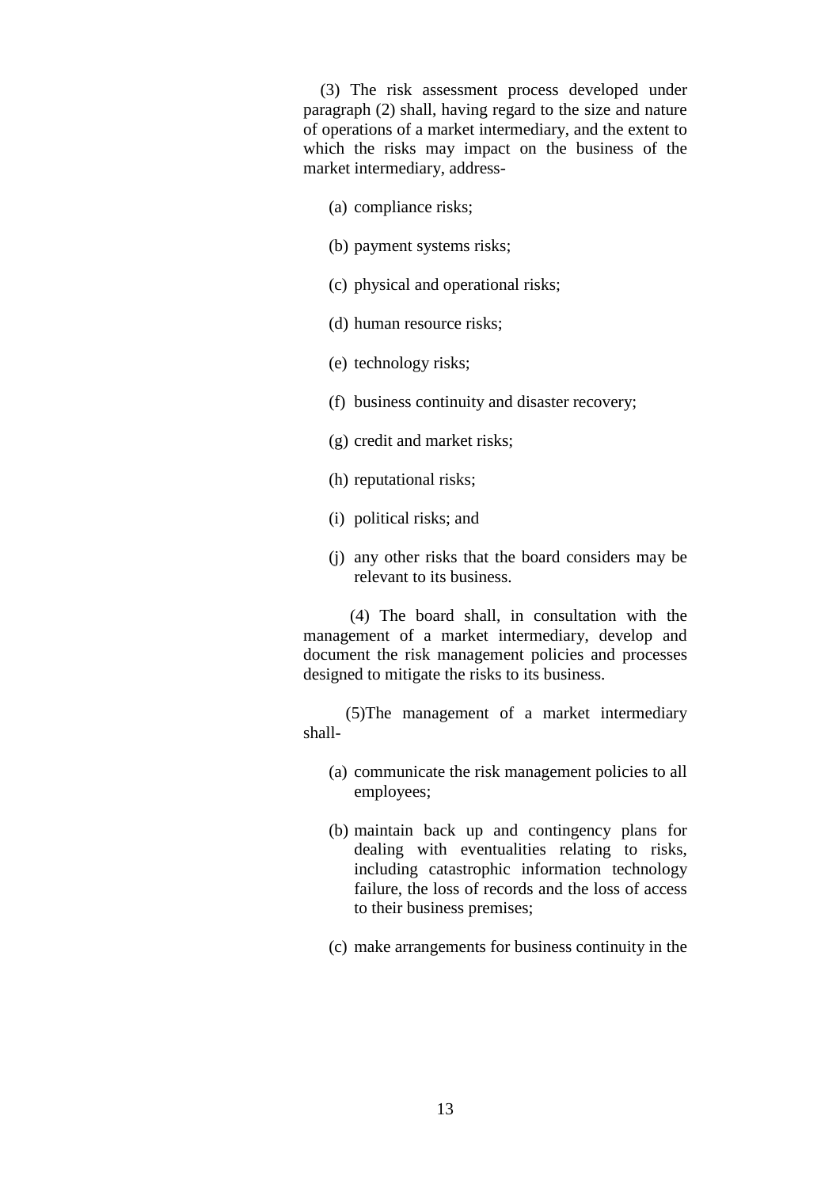(3) The risk assessment process developed under paragraph (2) shall, having regard to the size and nature of operations of a market intermediary, and the extent to which the risks may impact on the business of the market intermediary, address-

(a) compliance risks;

(b) payment systems risks;

(c) physical and operational risks;

(d) human resource risks;

(e) technology risks;

(f) business continuity and disaster recovery;

(g) credit and market risks;

(h) reputational risks;

(i) political risks; and

(j) any other risks that the board considers may be relevant to its business.

(4) The board shall, in consultation with the management of a market intermediary, develop and document the risk management policies and processes designed to mitigate the risks to its business.

(5)The management of a market intermediary shall-

(a) communicate the risk management policies to all employees;

(b) maintain back up and contingency plans for dealing with eventualities relating to risks, including catastrophic information technology failure, the loss of records and the loss of access to their business premises;

(c) make arrangements for business continuity in the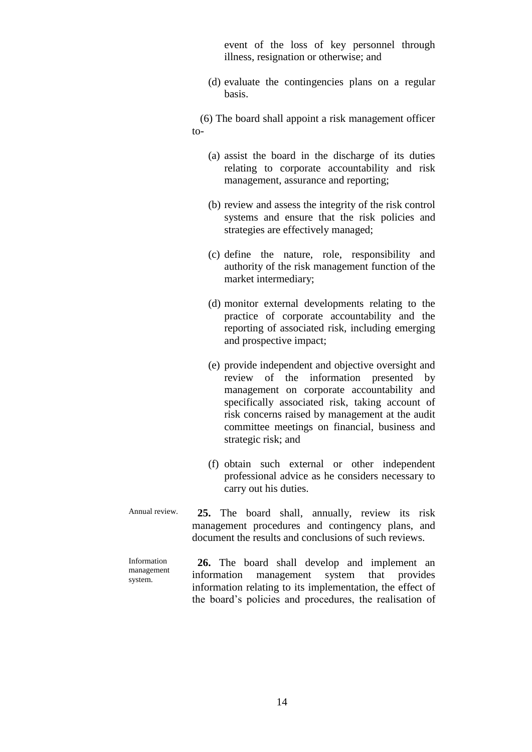event of the loss of key personnel through illness, resignation or otherwise; and

(d) evaluate the contingencies plans on a regular basis.

(6) The board shall appoint a risk management officer to-

(a) assist the board in the discharge of its duties relating to corporate accountability and risk management, assurance and reporting;

(b) review and assess the integrity of the risk control systems and ensure that the risk policies and strategies are effectively managed;

(c) define the nature, role, responsibility and authority of the risk management function of the market intermediary;

(d) monitor external developments relating to the practice of corporate accountability and the reporting of associated risk, including emerging and prospective impact;

(e) provide independent and objective oversight and review of the information presented by management on corporate accountability and specifically associated risk, taking account of risk concerns raised by management at the audit committee meetings on financial, business and strategic risk; and

(f) obtain such external or other independent professional advice as he considers necessary to carry out his duties.

*Annual review.*

**25.** The board shall, annually, review its risk management procedures and contingency plans, and document the results and conclusions of such reviews.

*Information management system.*

**26.** The board shall develop and implement an information management system that provides information relating to its implementation, the effect of the board's policies and procedures, the realisation of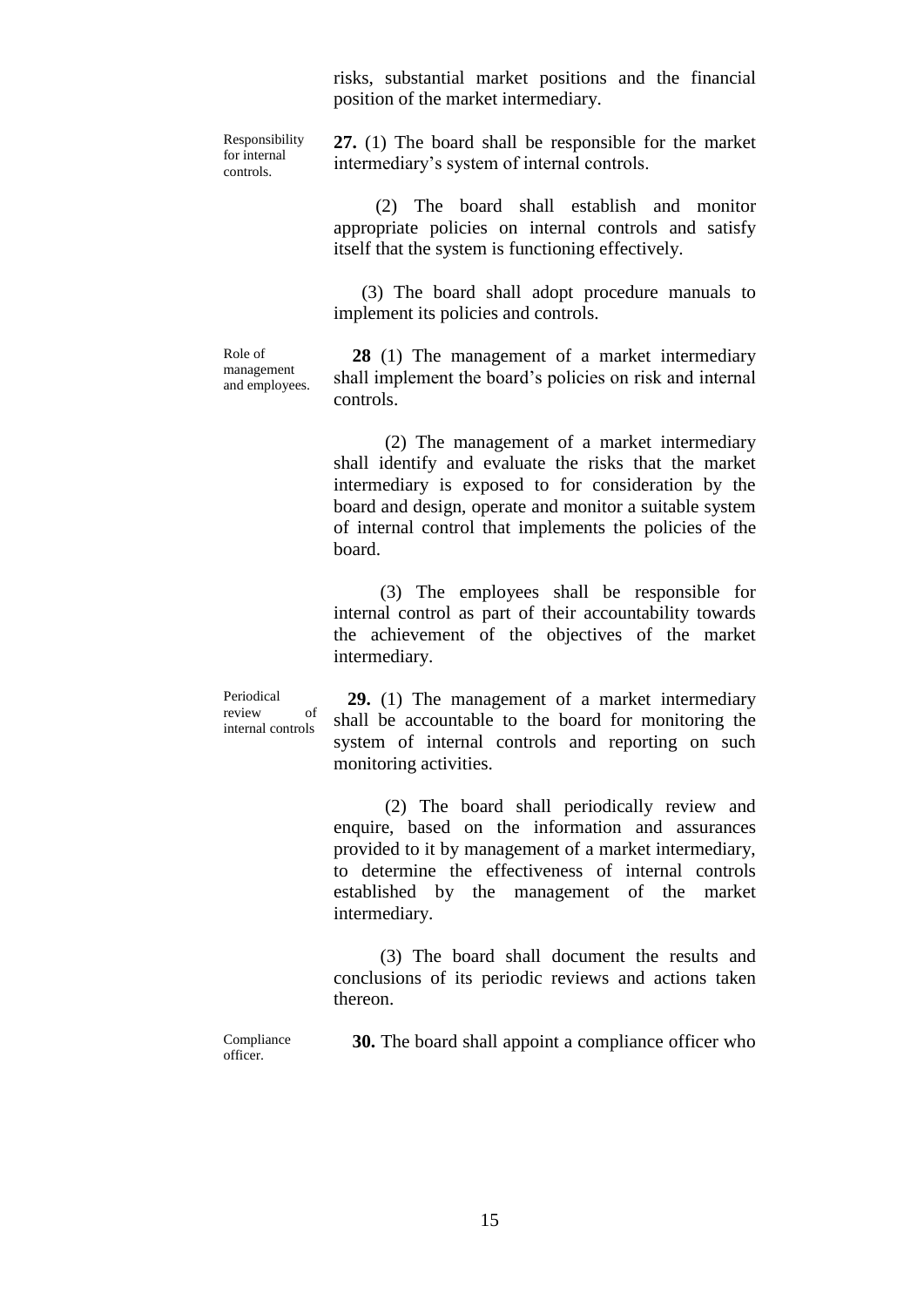risks, substantial market positions and the financial position of the market intermediary.

Responsibility for internal controls.

**27.** (1) The board shall be responsible for the market intermediary's system of internal controls.

(2) The board shall establish and monitor appropriate policies on internal controls and satisfy itself that the system is functioning effectively.

(3) The board shall adopt procedure manuals to implement its policies and controls.

Role of management and employees.

**28** (1) The management of a market intermediary shall implement the board's policies on risk and internal controls.

(2) The management of a market intermediary shall identify and evaluate the risks that the market intermediary is exposed to for consideration by the board and design, operate and monitor a suitable system of internal control that implements the policies of the board.

(3) The employees shall be responsible for internal control as part of their accountability towards the achievement of the objectives of the market intermediary.

Periodical review of internal controls

**29.** (1) The management of a market intermediary shall be accountable to the board for monitoring the system of internal controls and reporting on such monitoring activities.

(2) The board shall periodically review and enquire, based on the information and assurances provided to it by management of a market intermediary, to determine the effectiveness of internal controls established by the management of the market intermediary.

(3) The board shall document the results and conclusions of its periodic reviews and actions taken thereon.

Compliance officer.

**30.** The board shall appoint a compliance officer who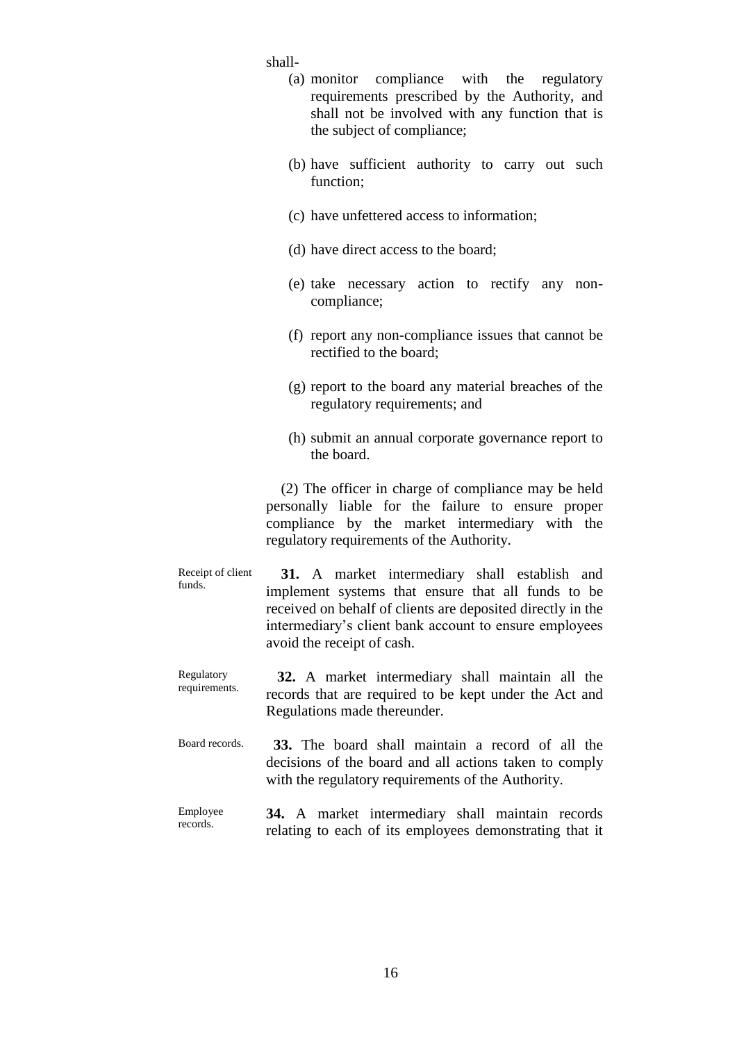shall-

(a) monitor compliance with the regulatory requirements prescribed by the Authority, and shall not be involved with any function that is the subject of compliance;

(b) have sufficient authority to carry out such function;

(c) have unfettered access to information;

(d) have direct access to the board;

(e) take necessary action to rectify any non-compliance;

(f) report any non-compliance issues that cannot be rectified to the board;

(g) report to the board any material breaches of the regulatory requirements; and

(h) submit an annual corporate governance report to the board.

(2) The officer in charge of compliance may be held personally liable for the failure to ensure proper compliance by the market intermediary with the regulatory requirements of the Authority.

Receipt of client funds.

**31.** A market intermediary shall establish and implement systems that ensure that all funds to be received on behalf of clients are deposited directly in the intermediary's client bank account to ensure employees avoid the receipt of cash.

Regulatory requirements.

**32.** A market intermediary shall maintain all the records that are required to be kept under the Act and Regulations made thereunder.

Board records.

**33.** The board shall maintain a record of all the decisions of the board and all actions taken to comply with the regulatory requirements of the Authority.

Employee records.

**34.** A market intermediary shall maintain records relating to each of its employees demonstrating that it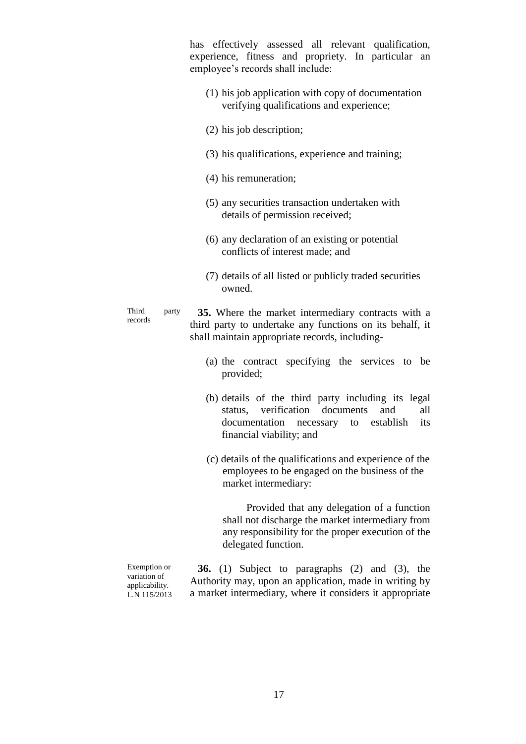has effectively assessed all relevant qualification, experience, fitness and propriety. In particular an employee's records shall include:

(1) his job application with copy of documentation verifying qualifications and experience;

(2) his job description;

(3) his qualifications, experience and training;

(4) his remuneration;

(5) any securities transaction undertaken with details of permission received;

(6) any declaration of an existing or potential conflicts of interest made; and

(7) details of all listed or publicly traded securities owned.

Third party records

**35.** Where the market intermediary contracts with a third party to undertake any functions on its behalf, it shall maintain appropriate records, including-

(a) the contract specifying the services to be provided;

(b) details of the third party including its legal status, verification documents and all documentation necessary to establish its financial viability; and

(c) details of the qualifications and experience of the employees to be engaged on the business of the market intermediary:

Provided that any delegation of a function shall not discharge the market intermediary from any responsibility for the proper execution of the delegated function.

Exemption or variation of applicability. L.N 115/2013

**36.** (1) Subject to paragraphs (2) and (3), the Authority may, upon an application, made in writing by a market intermediary, where it considers it appropriate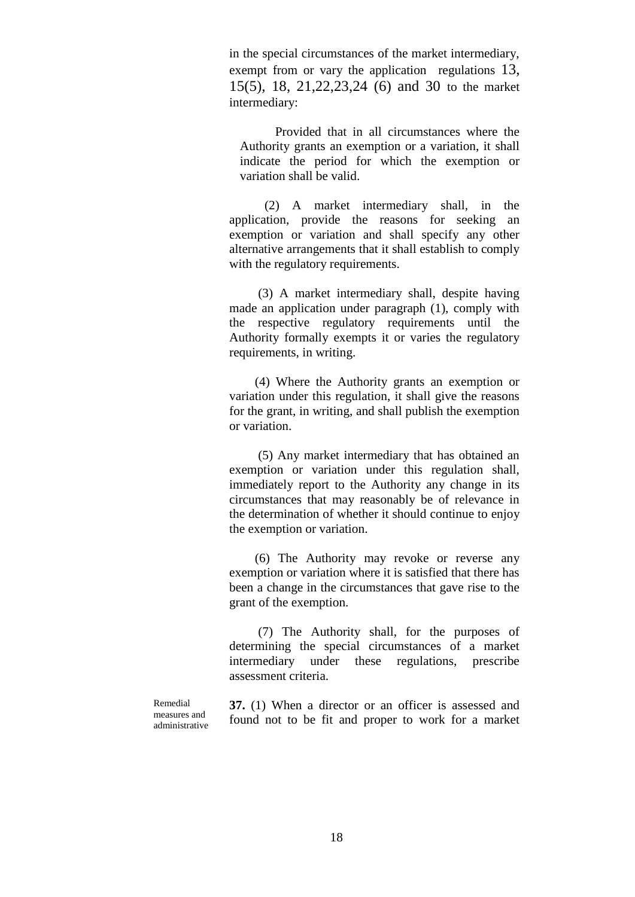in the special circumstances of the market intermediary, exempt from or vary the application regulations 13, 15(5), 18, 21,22,23,24 (6) and 30 to the market intermediary:

Provided that in all circumstances where the Authority grants an exemption or a variation, it shall indicate the period for which the exemption or variation shall be valid.

(2) A market intermediary shall, in the application, provide the reasons for seeking an exemption or variation and shall specify any other alternative arrangements that it shall establish to comply with the regulatory requirements.

(3) A market intermediary shall, despite having made an application under paragraph (1), comply with the respective regulatory requirements until the Authority formally exempts it or varies the regulatory requirements, in writing.

(4) Where the Authority grants an exemption or variation under this regulation, it shall give the reasons for the grant, in writing, and shall publish the exemption or variation.

(5) Any market intermediary that has obtained an exemption or variation under this regulation shall, immediately report to the Authority any change in its circumstances that may reasonably be of relevance in the determination of whether it should continue to enjoy the exemption or variation.

(6) The Authority may revoke or reverse any exemption or variation where it is satisfied that there has been a change in the circumstances that gave rise to the grant of the exemption.

(7) The Authority shall, for the purposes of determining the special circumstances of a market intermediary under these regulations, prescribe assessment criteria.

Remedial measures and administrative

**37.** (1) When a director or an officer is assessed and found not to be fit and proper to work for a market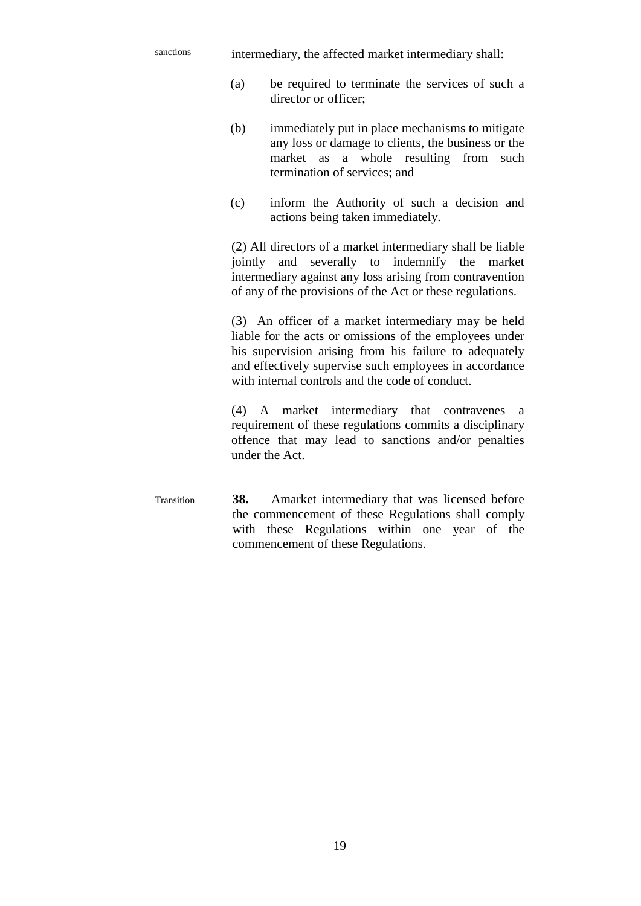sanctions

intermediary, the affected market intermediary shall:

(a) be required to terminate the services of such a director or officer;

(b) immediately put in place mechanisms to mitigate any loss or damage to clients, the business or the market as a whole resulting from such termination of services; and

(c) inform the Authority of such a decision and actions being taken immediately.

(2) All directors of a market intermediary shall be liable jointly and severally to indemnify the market intermediary against any loss arising from contravention of any of the provisions of the Act or these regulations.

(3) An officer of a market intermediary may be held liable for the acts or omissions of the employees under his supervision arising from his failure to adequately and effectively supervise such employees in accordance with internal controls and the code of conduct.

(4) A market intermediary that contravenes a requirement of these regulations commits a disciplinary offence that may lead to sanctions and/or penalties under the Act.

Transition

**38.** Amarket intermediary that was licensed before the commencement of these Regulations shall comply with these Regulations within one year of the commencement of these Regulations.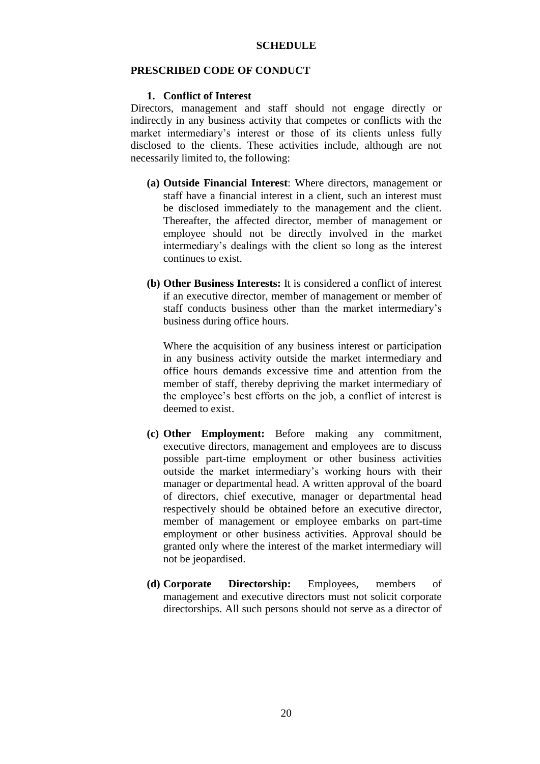## SCHEDULE

### PRESCRIBED CODE OF CONDUCT

**1. Conflict of Interest**

Directors, management and staff should not engage directly or indirectly in any business activity that competes or conflicts with the market intermediary's interest or those of its clients unless fully disclosed to the clients. These activities include, although are not necessarily limited to, the following:

**(a) Outside Financial Interest**: Where directors, management or staff have a financial interest in a client, such an interest must be disclosed immediately to the management and the client. Thereafter, the affected director, member of management or employee should not be directly involved in the market intermediary's dealings with the client so long as the interest continues to exist.

**(b) Other Business Interests:** It is considered a conflict of interest if an executive director, member of management or member of staff conducts business other than the market intermediary's business during office hours.

Where the acquisition of any business interest or participation in any business activity outside the market intermediary and office hours demands excessive time and attention from the member of staff, thereby depriving the market intermediary of the employee's best efforts on the job, a conflict of interest is deemed to exist.

**(c) Other Employment:** Before making any commitment, executive directors, management and employees are to discuss possible part-time employment or other business activities outside the market intermediary's working hours with their manager or departmental head. A written approval of the board of directors, chief executive, manager or departmental head respectively should be obtained before an executive director, member of management or employee embarks on part-time employment or other business activities. Approval should be granted only where the interest of the market intermediary will not be jeopardised.

**(d) Corporate Directorship:** Employees, members of management and executive directors must not solicit corporate directorships. All such persons should not serve as a director of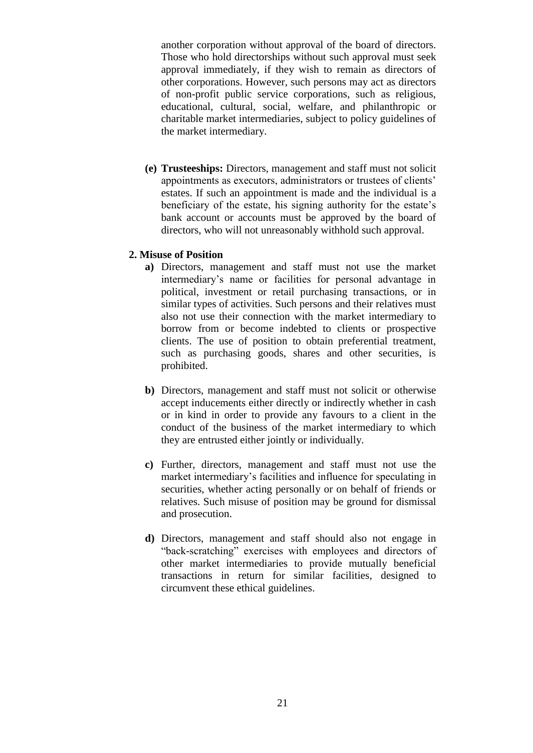another corporation without approval of the board of directors. Those who hold directorships without such approval must seek approval immediately, if they wish to remain as directors of other corporations. However, such persons may act as directors of non-profit public service corporations, such as religious, educational, cultural, social, welfare, and philanthropic or charitable market intermediaries, subject to policy guidelines of the market intermediary.

**(e) Trusteeships:** Directors, management and staff must not solicit appointments as executors, administrators or trustees of clients' estates. If such an appointment is made and the individual is a beneficiary of the estate, his signing authority for the estate's bank account or accounts must be approved by the board of directors, who will not unreasonably withhold such approval.

**2. Misuse of Position**

**a)** Directors, management and staff must not use the market intermediary's name or facilities for personal advantage in political, investment or retail purchasing transactions, or in similar types of activities. Such persons and their relatives must also not use their connection with the market intermediary to borrow from or become indebted to clients or prospective clients. The use of position to obtain preferential treatment, such as purchasing goods, shares and other securities, is prohibited.

**b)** Directors, management and staff must not solicit or otherwise accept inducements either directly or indirectly whether in cash or in kind in order to provide any favours to a client in the conduct of the business of the market intermediary to which they are entrusted either jointly or individually.

**c)** Further, directors, management and staff must not use the market intermediary's facilities and influence for speculating in securities, whether acting personally or on behalf of friends or relatives. Such misuse of position may be ground for dismissal and prosecution.

**d)** Directors, management and staff should also not engage in "back-scratching" exercises with employees and directors of other market intermediaries to provide mutually beneficial transactions in return for similar facilities, designed to circumvent these ethical guidelines.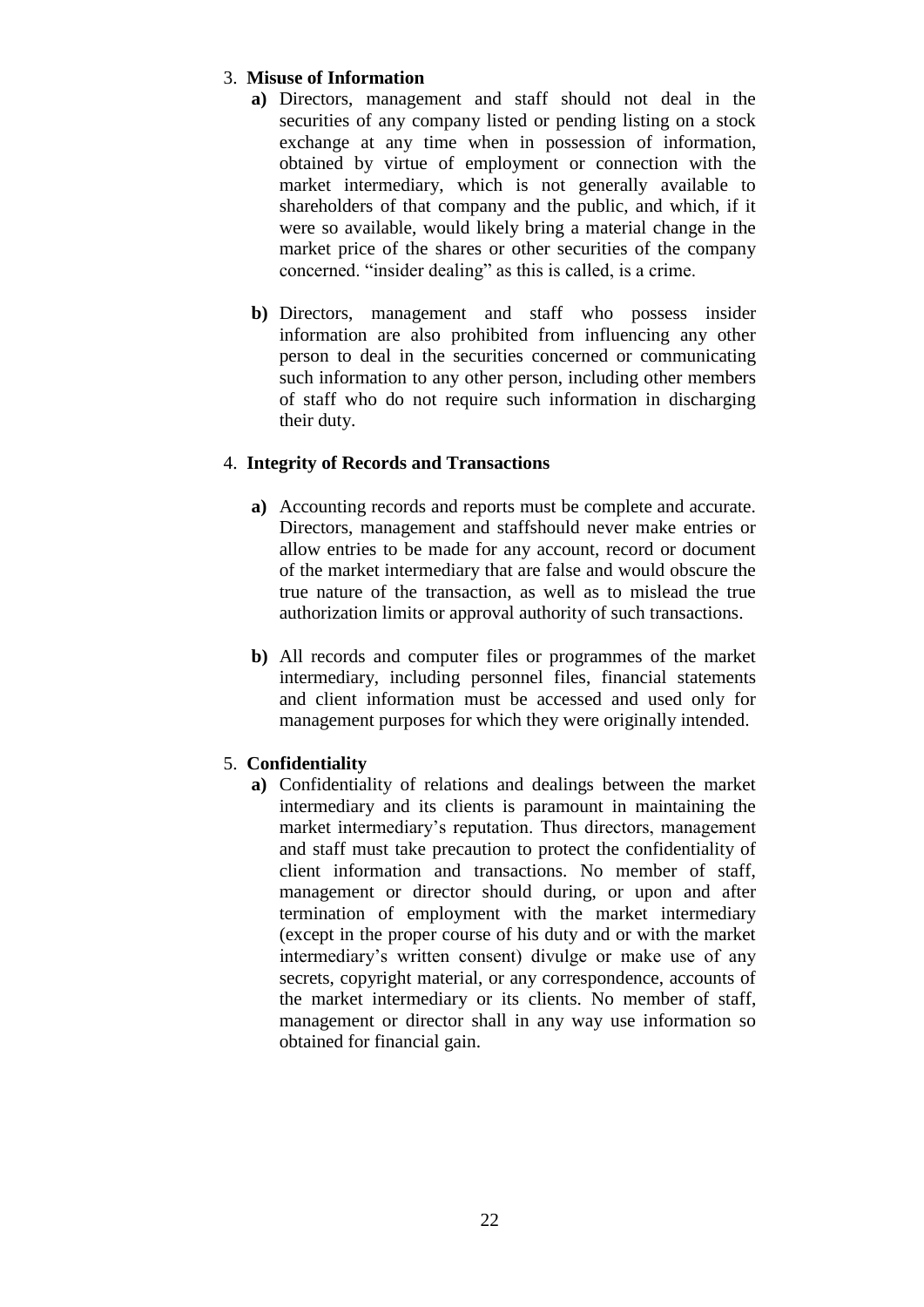3. **Misuse of Information**
   - **a)** Directors, management and staff should not deal in the securities of any company listed or pending listing on a stock exchange at any time when in possession of information, obtained by virtue of employment or connection with the market intermediary, which is not generally available to shareholders of that company and the public, and which, if it were so available, would likely bring a material change in the market price of the shares or other securities of the company concerned. "insider dealing" as this is called, is a crime.

   - **b)** Directors, management and staff who possess insider information are also prohibited from influencing any other person to deal in the securities concerned or communicating such information to any other person, including other members of staff who do not require such information in discharging their duty.

4. **Integrity of Records and Transactions**

   - **a)** Accounting records and reports must be complete and accurate. Directors, management and staffshould never make entries or allow entries to be made for any account, record or document of the market intermediary that are false and would obscure the true nature of the transaction, as well as to mislead the true authorization limits or approval authority of such transactions.

   - **b)** All records and computer files or programmes of the market intermediary, including personnel files, financial statements and client information must be accessed and used only for management purposes for which they were originally intended.

5. **Confidentiality**
   - **a)** Confidentiality of relations and dealings between the market intermediary and its clients is paramount in maintaining the market intermediary's reputation. Thus directors, management and staff must take precaution to protect the confidentiality of client information and transactions. No member of staff, management or director should during, or upon and after termination of employment with the market intermediary (except in the proper course of his duty and or with the market intermediary's written consent) divulge or make use of any secrets, copyright material, or any correspondence, accounts of the market intermediary or its clients. No member of staff, management or director shall in any way use information so obtained for financial gain.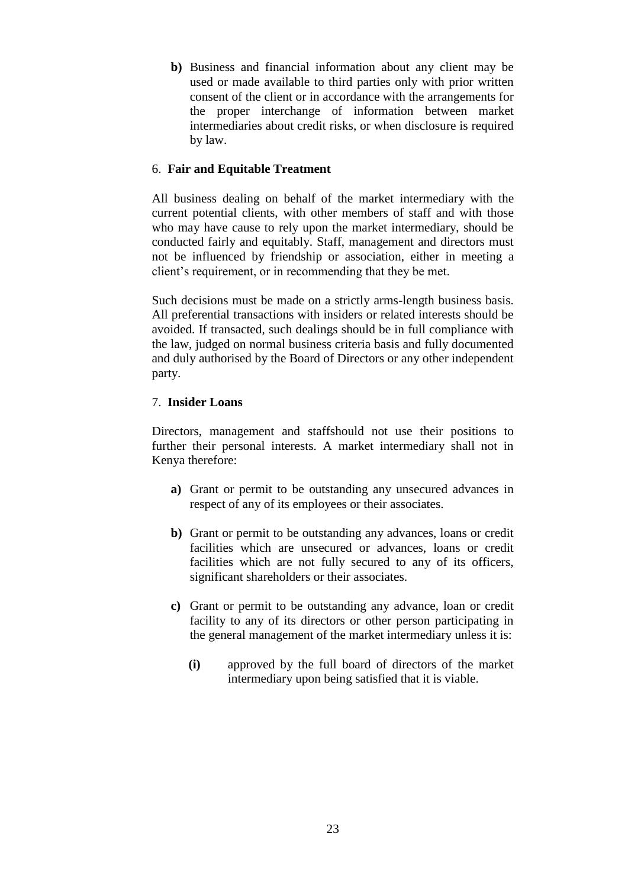**b)** Business and financial information about any client may be used or made available to third parties only with prior written consent of the client or in accordance with the arrangements for the proper interchange of information between market intermediaries about credit risks, or when disclosure is required by law.

6. **Fair and Equitable Treatment**

All business dealing on behalf of the market intermediary with the current potential clients, with other members of staff and with those who may have cause to rely upon the market intermediary, should be conducted fairly and equitably. Staff, management and directors must not be influenced by friendship or association, either in meeting a client's requirement, or in recommending that they be met.

Such decisions must be made on a strictly arms-length business basis. All preferential transactions with insiders or related interests should be avoided. If transacted, such dealings should be in full compliance with the law, judged on normal business criteria basis and fully documented and duly authorised by the Board of Directors or any other independent party.

7. **Insider Loans**

Directors, management and staffshould not use their positions to further their personal interests. A market intermediary shall not in Kenya therefore:

**a)** Grant or permit to be outstanding any unsecured advances in respect of any of its employees or their associates.

**b)** Grant or permit to be outstanding any advances, loans or credit facilities which are unsecured or advances, loans or credit facilities which are not fully secured to any of its officers, significant shareholders or their associates.

**c)** Grant or permit to be outstanding any advance, loan or credit facility to any of its directors or other person participating in the general management of the market intermediary unless it is:

**(i)** approved by the full board of directors of the market intermediary upon being satisfied that it is viable.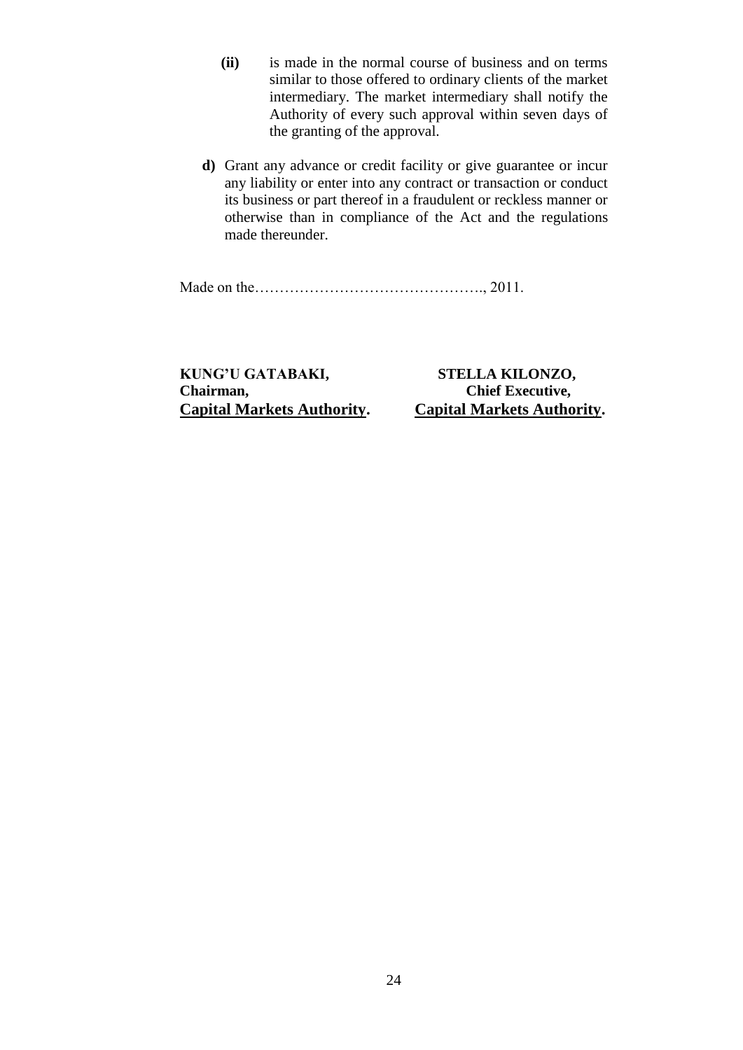**(ii)** is made in the normal course of business and on terms similar to those offered to ordinary clients of the market intermediary. The market intermediary shall notify the Authority of every such approval within seven days of the granting of the approval.

**d)** Grant any advance or credit facility or give guarantee or incur any liability or enter into any contract or transaction or conduct its business or part thereof in a fraudulent or reckless manner or otherwise than in compliance of the Act and the regulations made thereunder.

Made on the……………………………………….., 2011.

**KUNG'U GATABAKI,**
**Chairman,**
**Capital Markets Authority.**

**STELLA KILONZO,**
**Chief Executive,**
**Capital Markets Authority.**